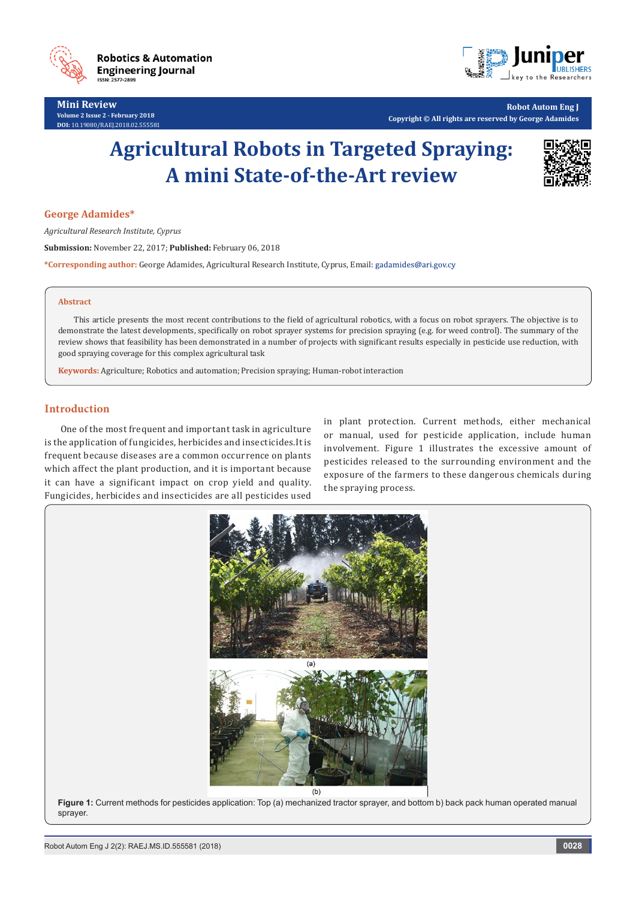# Agricultural Robots in Targeted Spraying: A mini State-of-the-Art review

**George Adamides***

*Agricultural Research Institute, Cyprus*

**Submission:** November 22, 2017; **Published:** February 06, 2018

***Corresponding author:** George Adamides, Agricultural Research Institute, Cyprus, Email: gadamides@ari.gov.cy

### Abstract

This article presents the most recent contributions to the field of agricultural robotics, with a focus on robot sprayers. The objective is to demonstrate the latest developments, specifically on robot sprayer systems for precision spraying (e.g. for weed control). The summary of the review shows that feasibility has been demonstrated in a number of projects with significant results especially in pesticide use reduction, with good spraying coverage for this complex agricultural task

**Keywords:** Agriculture; Robotics and automation; Precision spraying; Human-robot interaction

## Introduction

One of the most frequent and important task in agriculture is the application of fungicides, herbicides and insecticides.It is frequent because diseases are a common occurrence on plants which affect the plant production, and it is important because it can have a significant impact on crop yield and quality. Fungicides, herbicides and insecticides are all pesticides used in plant protection. Current methods, either mechanical or manual, used for pesticide application, include human involvement. Figure 1 illustrates the excessive amount of pesticides released to the surrounding environment and the exposure of the farmers to these dangerous chemicals during the spraying process.

(a)

(b)

**Figure 1:** Current methods for pesticides application: Top (a) mechanized tractor sprayer, and bottom b) back pack human operated manual sprayer.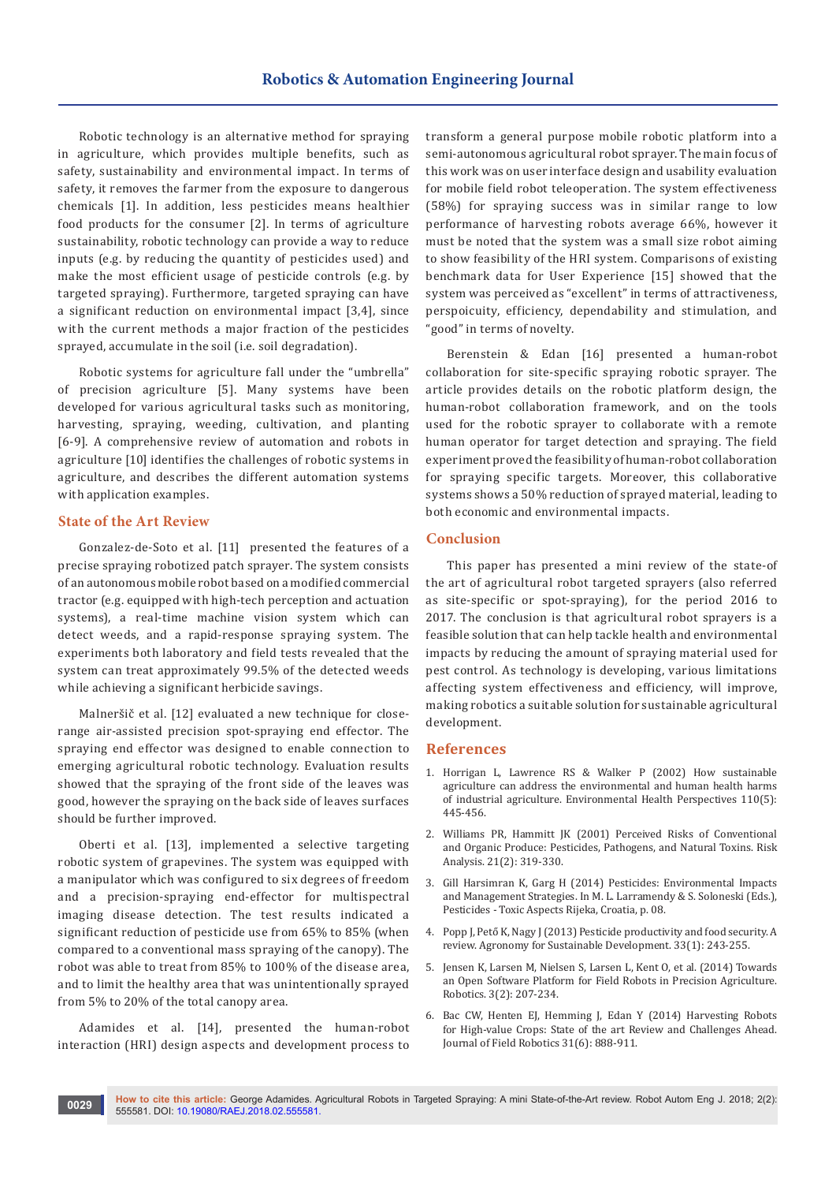Robotic technology is an alternative method for spraying in agriculture, which provides multiple benefits, such as safety, sustainability and environmental impact. In terms of safety, it removes the farmer from the exposure to dangerous chemicals [1]. In addition, less pesticides means healthier food products for the consumer [2]. In terms of agriculture sustainability, robotic technology can provide a way to reduce inputs (e.g. by reducing the quantity of pesticides used) and make the most efficient usage of pesticide controls (e.g. by targeted spraying). Furthermore, targeted spraying can have a significant reduction on environmental impact [3,4], since with the current methods a major fraction of the pesticides sprayed, accumulate in the soil (i.e. soil degradation).

Robotic systems for agriculture fall under the "umbrella" of precision agriculture [5]. Many systems have been developed for various agricultural tasks such as monitoring, harvesting, spraying, weeding, cultivation, and planting [6-9]. A comprehensive review of automation and robots in agriculture [10] identifies the challenges of robotic systems in agriculture, and describes the different automation systems with application examples.

## State of the Art Review

Gonzalez-de-Soto et al. [11] presented the features of a precise spraying robotized patch sprayer. The system consists of an autonomous mobile robot based on a modified commercial tractor (e.g. equipped with high-tech perception and actuation systems), a real-time machine vision system which can detect weeds, and a rapid-response spraying system. The experiments both laboratory and field tests revealed that the system can treat approximately 99.5% of the detected weeds while achieving a significant herbicide savings.

Malneršič et al. [12] evaluated a new technique for close-range air-assisted precision spot-spraying end effector. The spraying end effector was designed to enable connection to emerging agricultural robotic technology. Evaluation results showed that the spraying of the front side of the leaves was good, however the spraying on the back side of leaves surfaces should be further improved.

Oberti et al. [13], implemented a selective targeting robotic system of grapevines. The system was equipped with a manipulator which was configured to six degrees of freedom and a precision-spraying end-effector for multispectral imaging disease detection. The test results indicated a significant reduction of pesticide use from 65% to 85% (when compared to a conventional mass spraying of the canopy). The robot was able to treat from 85% to 100% of the disease area, and to limit the healthy area that was unintentionally sprayed from 5% to 20% of the total canopy area.

Adamides et al. [14], presented the human-robot interaction (HRI) design aspects and development process to transform a general purpose mobile robotic platform into a semi-autonomous agricultural robot sprayer. The main focus of this work was on user interface design and usability evaluation for mobile field robot teleoperation. The system effectiveness (58%) for spraying success was in similar range to low performance of harvesting robots average 66%, however it must be noted that the system was a small size robot aiming to show feasibility of the HRI system. Comparisons of existing benchmark data for User Experience [15] showed that the system was perceived as "excellent" in terms of attractiveness, perspoicuity, efficiency, dependability and stimulation, and "good" in terms of novelty.

Berenstein & Edan [16] presented a human-robot collaboration for site-specific spraying robotic sprayer. The article provides details on the robotic platform design, the human-robot collaboration framework, and on the tools used for the robotic sprayer to collaborate with a remote human operator for target detection and spraying. The field experiment proved the feasibility of human-robot collaboration for spraying specific targets. Moreover, this collaborative systems shows a 50% reduction of sprayed material, leading to both economic and environmental impacts.

## Conclusion

This paper has presented a mini review of the state-of the art of agricultural robot targeted sprayers (also referred as site-specific or spot-spraying), for the period 2016 to 2017. The conclusion is that agricultural robot sprayers is a feasible solution that can help tackle health and environmental impacts by reducing the amount of spraying material used for pest control. As technology is developing, various limitations affecting system effectiveness and efficiency, will improve, making robotics a suitable solution for sustainable agricultural development.

## References

1. Horrigan L, Lawrence RS & Walker P (2002) How sustainable agriculture can address the environmental and human health harms of industrial agriculture. Environmental Health Perspectives 110(5): 445-456.
2. Williams PR, Hammitt JK (2001) Perceived Risks of Conventional and Organic Produce: Pesticides, Pathogens, and Natural Toxins. Risk Analysis. 21(2): 319-330.
3. Gill Harsimran K, Garg H (2014) Pesticides: Environmental Impacts and Management Strategies. In M. L. Larramendy & S. Soloneski (Eds.), Pesticides - Toxic Aspects Rijeka, Croatia, p. 08.
4. Popp J, Pető K, Nagy J (2013) Pesticide productivity and food security. A review. Agronomy for Sustainable Development. 33(1): 243-255.
5. Jensen K, Larsen M, Nielsen S, Larsen L, Kent O, et al. (2014) Towards an Open Software Platform for Field Robots in Precision Agriculture. Robotics. 3(2): 207-234.
6. Bac CW, Henten EJ, Hemming J, Edan Y (2014) Harvesting Robots for High-value Crops: State of the art Review and Challenges Ahead. Journal of Field Robotics 31(6): 888-911.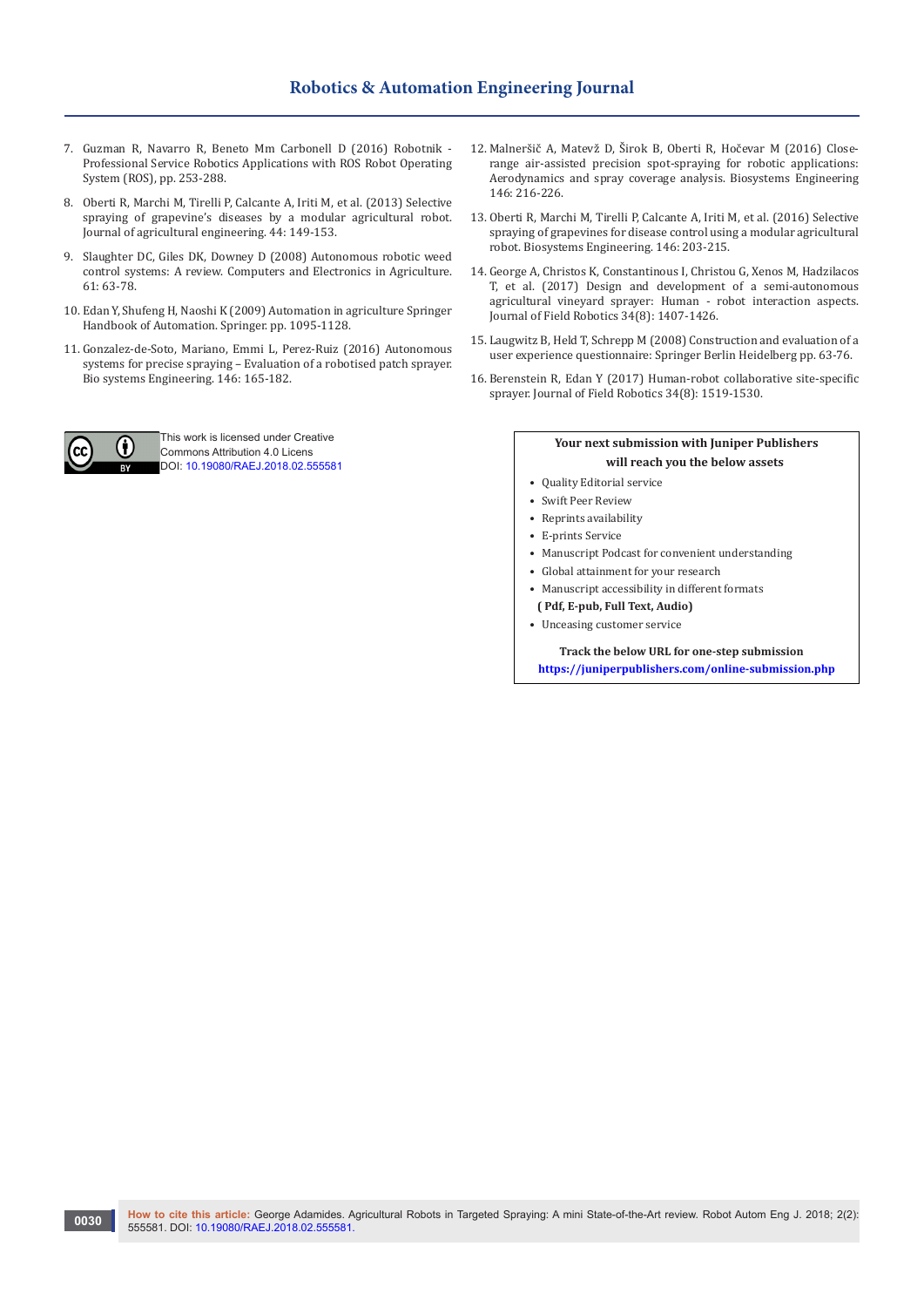7. Guzman R, Navarro R, Beneto Mm Carbonell D (2016) Robotnik - Professional Service Robotics Applications with ROS Robot Operating System (ROS), pp. 253-288.

8. Oberti R, Marchi M, Tirelli P, Calcante A, Iriti M, et al. (2013) Selective spraying of grapevine's diseases by a modular agricultural robot. Journal of agricultural engineering. 44: 149-153.

9. Slaughter DC, Giles DK, Downey D (2008) Autonomous robotic weed control systems: A review. Computers and Electronics in Agriculture. 61: 63-78.

10. Edan Y, Shufeng H, Naoshi K (2009) Automation in agriculture Springer Handbook of Automation. Springer. pp. 1095-1128.

11. Gonzalez-de-Soto, Mariano, Emmi L, Perez-Ruiz (2016) Autonomous systems for precise spraying – Evaluation of a robotised patch sprayer. Bio systems Engineering. 146: 165-182.

12. Malneršič A, Matevž D, Širok B, Oberti R, Hočevar M (2016) Close-range air-assisted precision spot-spraying for robotic applications: Aerodynamics and spray coverage analysis. Biosystems Engineering 146: 216-226.

13. Oberti R, Marchi M, Tirelli P, Calcante A, Iriti M, et al. (2016) Selective spraying of grapevines for disease control using a modular agricultural robot. Biosystems Engineering. 146: 203-215.

14. George A, Christos K, Constantinous I, Christou G, Xenos M, Hadzilacos T, et al. (2017) Design and development of a semi-autonomous agricultural vineyard sprayer: Human - robot interaction aspects. Journal of Field Robotics 34(8): 1407-1426.

15. Laugwitz B, Held T, Schrepp M (2008) Construction and evaluation of a user experience questionnaire: Springer Berlin Heidelberg pp. 63-76.

16. Berenstein R, Edan Y (2017) Human-robot collaborative site-specific sprayer. Journal of Field Robotics 34(8): 1519-1530.

This work is licensed under Creative Commons Attribution 4.0 Licens
DOI: 10.19080/RAEJ.2018.02.555581

**Your next submission with Juniper Publishers will reach you the below assets**

- Quality Editorial service
- Swift Peer Review
- Reprints availability
- E-prints Service
- Manuscript Podcast for convenient understanding
- Global attainment for your research
- Manuscript accessibility in different formats
  **( Pdf, E-pub, Full Text, Audio)**
- Unceasing customer service

**Track the below URL for one-step submission**
**https://juniperpublishers.com/online-submission.php**

**How to cite this article:** George Adamides. Agricultural Robots in Targeted Spraying: A mini State-of-the-Art review. Robot Autom Eng J. 2018; 2(2): 555581. DOI: 10.19080/RAEJ.2018.02.555581.